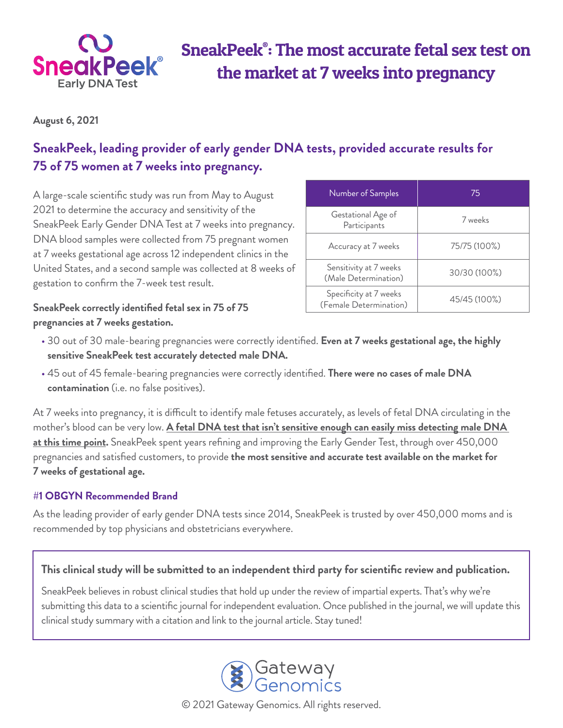SneakPeek® Early DNA Test

# SneakPeek®: The most accurate fetal sex test on the market at 7 weeks into pregnancy

**August 6, 2021**

## SneakPeek, leading provider of early gender DNA tests, provided accurate results for 75 of 75 women at 7 weeks into pregnancy.

A large-scale scientific study was run from May to August 2021 to determine the accuracy and sensitivity of the SneakPeek Early Gender DNA Test at 7 weeks into pregnancy. DNA blood samples were collected from 75 pregnant women at 7 weeks gestational age across 12 independent clinics in the United States, and a second sample was collected at 8 weeks of gestation to confirm the 7-week test result.

| Number of Samples | 75 |
|---|---|
| Gestational Age of Participants | 7 weeks |
| Accuracy at 7 weeks | 75/75 (100%) |
| Sensitivity at 7 weeks (Male Determination) | 30/30 (100%) |
| Specificity at 7 weeks (Female Determination) | 45/45 (100%) |

**SneakPeek correctly identified fetal sex in 75 of 75 pregnancies at 7 weeks gestation.**

- 30 out of 30 male-bearing pregnancies were correctly identified. **Even at 7 weeks gestational age, the highly sensitive SneakPeek test accurately detected male DNA.**
- 45 out of 45 female-bearing pregnancies were correctly identified. **There were no cases of male DNA contamination** (i.e. no false positives).

At 7 weeks into pregnancy, it is difficult to identify male fetuses accurately, as levels of fetal DNA circulating in the mother's blood can be very low. **A fetal DNA test that isn't sensitive enough can easily miss detecting male DNA at this time point.** SneakPeek spent years refining and improving the Early Gender Test, through over 450,000 pregnancies and satisfied customers, to provide **the most sensitive and accurate test available on the market for 7 weeks of gestational age.**

### #1 OBGYN Recommended Brand

As the leading provider of early gender DNA tests since 2014, SneakPeek is trusted by over 450,000 moms and is recommended by top physicians and obstetricians everywhere.

**This clinical study will be submitted to an independent third party for scientific review and publication.**

SneakPeek believes in robust clinical studies that hold up under the review of impartial experts. That's why we're submitting this data to a scientific journal for independent evaluation. Once published in the journal, we will update this clinical study summary with a citation and link to the journal article. Stay tuned!

Gateway Genomics

© 2021 Gateway Genomics. All rights reserved.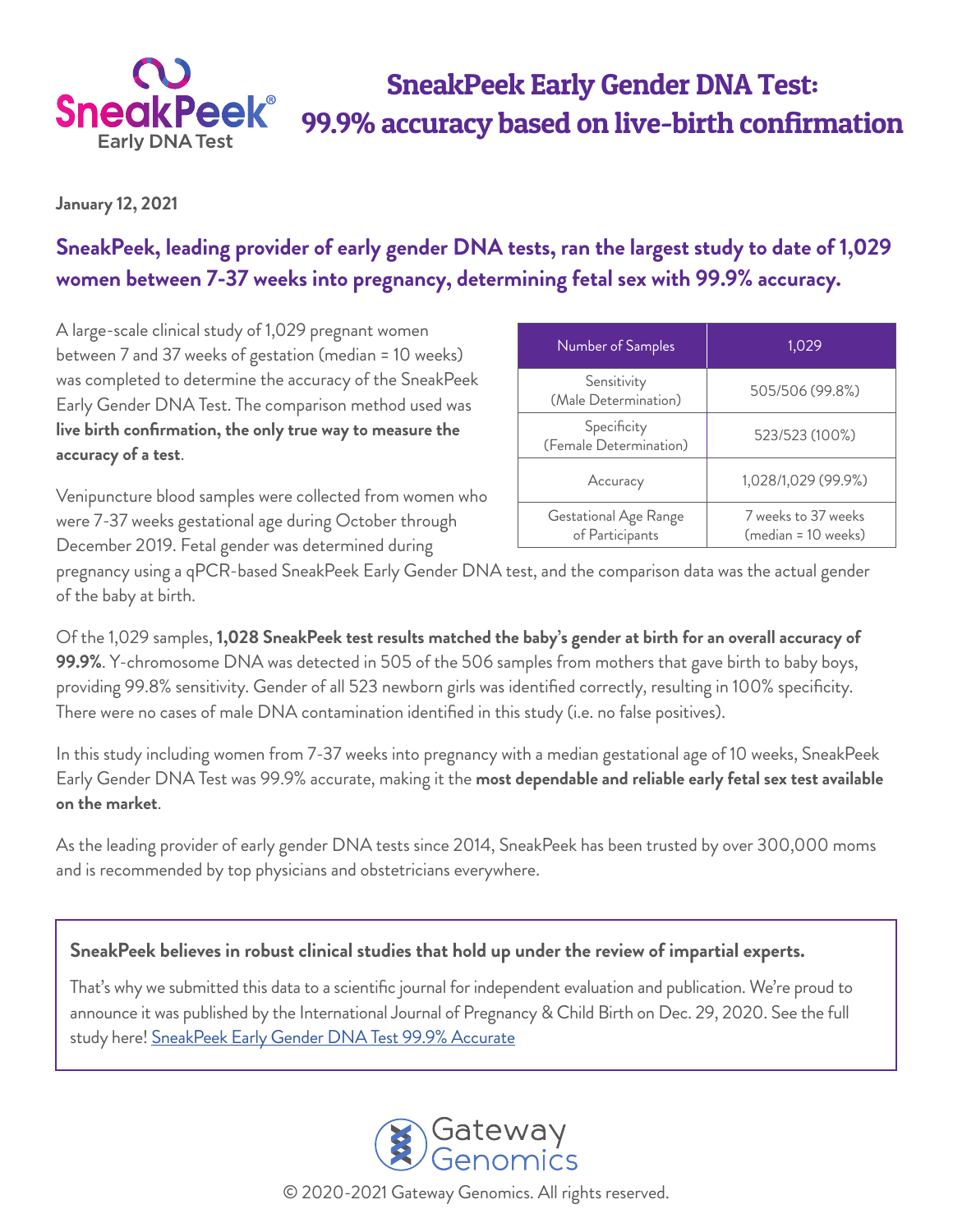SneakPeek® Early DNA Test

# SneakPeek Early Gender DNA Test: 99.9% accuracy based on live-birth confirmation

**January 12, 2021**

## SneakPeek, leading provider of early gender DNA tests, ran the largest study to date of 1,029 women between 7-37 weeks into pregnancy, determining fetal sex with 99.9% accuracy.

A large-scale clinical study of 1,029 pregnant women between 7 and 37 weeks of gestation (median = 10 weeks) was completed to determine the accuracy of the SneakPeek Early Gender DNA Test. The comparison method used was **live birth confirmation, the only true way to measure the accuracy of a test**.

| Number of Samples | 1,029 |
|---|---|
| Sensitivity (Male Determination) | 505/506 (99.8%) |
| Specificity (Female Determination) | 523/523 (100%) |
| Accuracy | 1,028/1,029 (99.9%) |
| Gestational Age Range of Participants | 7 weeks to 37 weeks (median = 10 weeks) |

Venipuncture blood samples were collected from women who were 7-37 weeks gestational age during October through December 2019. Fetal gender was determined during pregnancy using a qPCR-based SneakPeek Early Gender DNA test, and the comparison data was the actual gender of the baby at birth.

Of the 1,029 samples, **1,028 SneakPeek test results matched the baby's gender at birth for an overall accuracy of 99.9%**. Y-chromosome DNA was detected in 505 of the 506 samples from mothers that gave birth to baby boys, providing 99.8% sensitivity. Gender of all 523 newborn girls was identified correctly, resulting in 100% specificity. There were no cases of male DNA contamination identified in this study (i.e. no false positives).

In this study including women from 7-37 weeks into pregnancy with a median gestational age of 10 weeks, SneakPeek Early Gender DNA Test was 99.9% accurate, making it the **most dependable and reliable early fetal sex test available on the market**.

As the leading provider of early gender DNA tests since 2014, SneakPeek has been trusted by over 300,000 moms and is recommended by top physicians and obstetricians everywhere.

**SneakPeek believes in robust clinical studies that hold up under the review of impartial experts.**

That's why we submitted this data to a scientific journal for independent evaluation and publication. We're proud to announce it was published by the International Journal of Pregnancy & Child Birth on Dec. 29, 2020. See the full study here! SneakPeek Early Gender DNA Test 99.9% Accurate

Gateway Genomics

© 2020-2021 Gateway Genomics. All rights reserved.